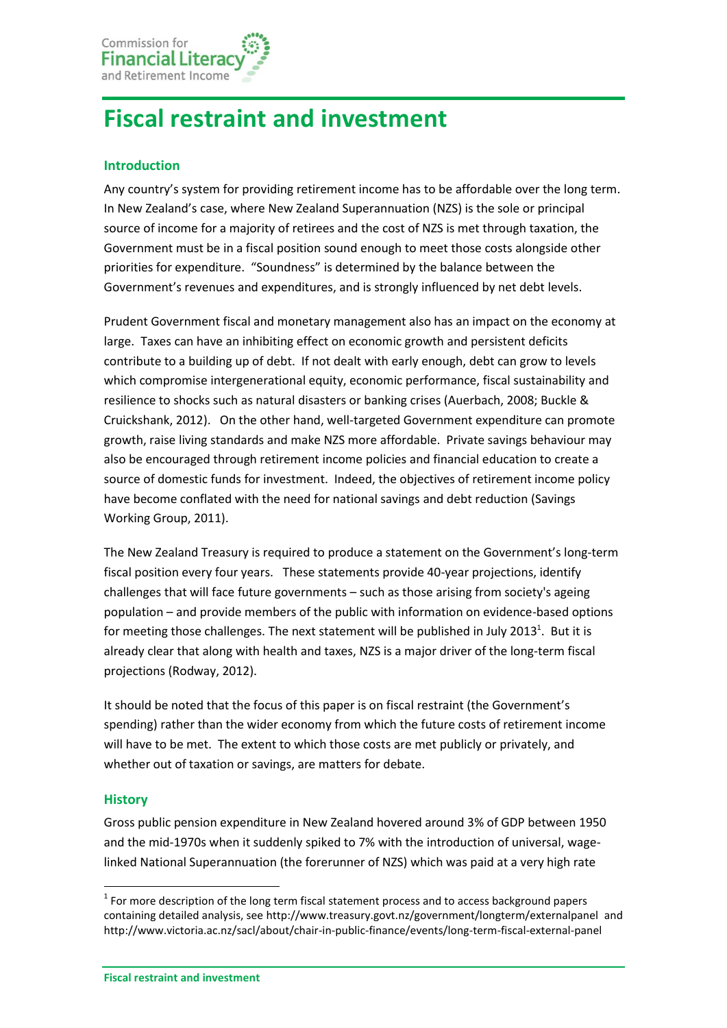# Fiscal restraint and investment

## Introduction

Any country's system for providing retirement income has to be affordable over the long term. In New Zealand's case, where New Zealand Superannuation (NZS) is the sole or principal source of income for a majority of retirees and the cost of NZS is met through taxation, the Government must be in a fiscal position sound enough to meet those costs alongside other priorities for expenditure. "Soundness" is determined by the balance between the Government's revenues and expenditures, and is strongly influenced by net debt levels.

Prudent Government fiscal and monetary management also has an impact on the economy at large. Taxes can have an inhibiting effect on economic growth and persistent deficits contribute to a building up of debt. If not dealt with early enough, debt can grow to levels which compromise intergenerational equity, economic performance, fiscal sustainability and resilience to shocks such as natural disasters or banking crises (Auerbach, 2008; Buckle & Cruickshank, 2012). On the other hand, well-targeted Government expenditure can promote growth, raise living standards and make NZS more affordable. Private savings behaviour may also be encouraged through retirement income policies and financial education to create a source of domestic funds for investment. Indeed, the objectives of retirement income policy have become conflated with the need for national savings and debt reduction (Savings Working Group, 2011).

The New Zealand Treasury is required to produce a statement on the Government's long-term fiscal position every four years. These statements provide 40-year projections, identify challenges that will face future governments – such as those arising from society's ageing population – and provide members of the public with information on evidence-based options for meeting those challenges. The next statement will be published in July 2013[1]. But it is already clear that along with health and taxes, NZS is a major driver of the long-term fiscal projections (Rodway, 2012).

It should be noted that the focus of this paper is on fiscal restraint (the Government's spending) rather than the wider economy from which the future costs of retirement income will have to be met. The extent to which those costs are met publicly or privately, and whether out of taxation or savings, are matters for debate.

## History

Gross public pension expenditure in New Zealand hovered around 3% of GDP between 1950 and the mid-1970s when it suddenly spiked to 7% with the introduction of universal, wage-linked National Superannuation (the forerunner of NZS) which was paid at a very high rate

[1] For more description of the long term fiscal statement process and to access background papers containing detailed analysis, see http://www.treasury.govt.nz/government/longterm/externalpanel and http://www.victoria.ac.nz/sacl/about/chair-in-public-finance/events/long-term-fiscal-external-panel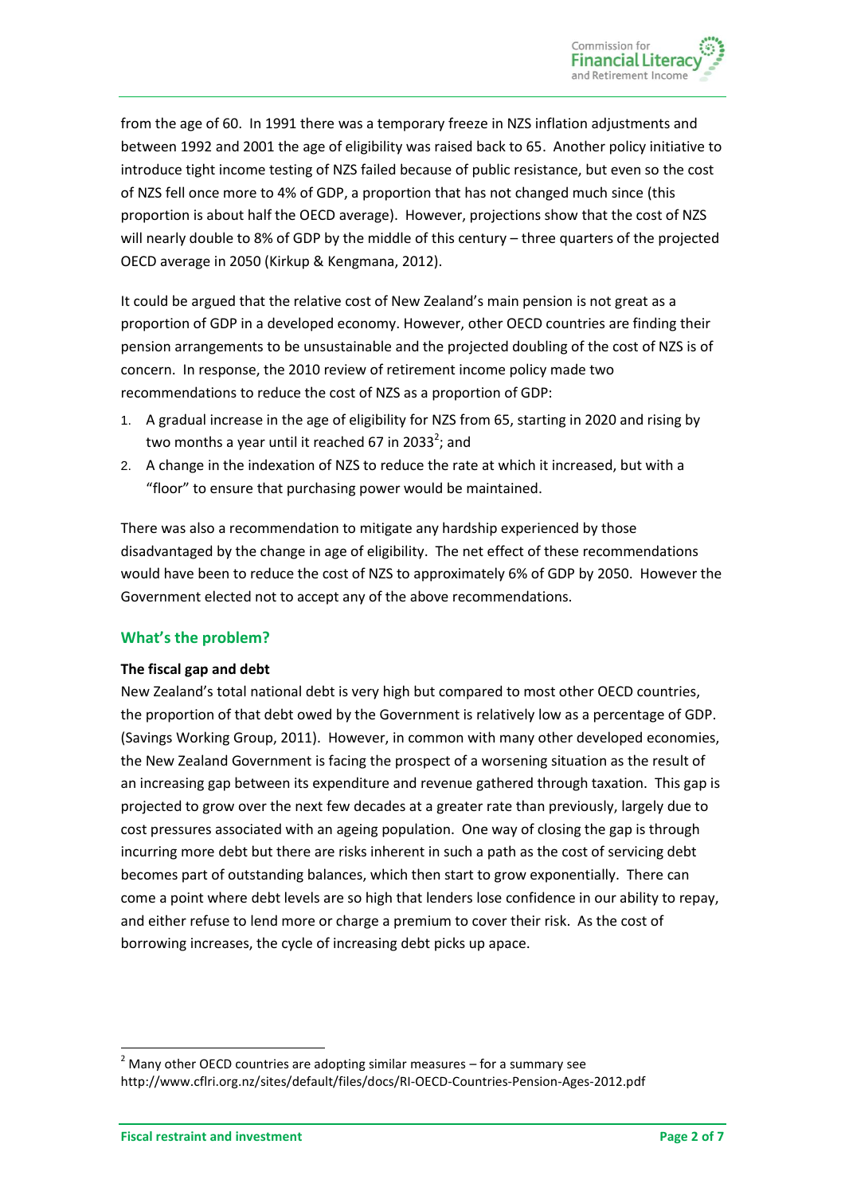from the age of 60. In 1991 there was a temporary freeze in NZS inflation adjustments and between 1992 and 2001 the age of eligibility was raised back to 65. Another policy initiative to introduce tight income testing of NZS failed because of public resistance, but even so the cost of NZS fell once more to 4% of GDP, a proportion that has not changed much since (this proportion is about half the OECD average). However, projections show that the cost of NZS will nearly double to 8% of GDP by the middle of this century – three quarters of the projected OECD average in 2050 (Kirkup & Kengmana, 2012).

It could be argued that the relative cost of New Zealand's main pension is not great as a proportion of GDP in a developed economy. However, other OECD countries are finding their pension arrangements to be unsustainable and the projected doubling of the cost of NZS is of concern. In response, the 2010 review of retirement income policy made two recommendations to reduce the cost of NZS as a proportion of GDP:

1. A gradual increase in the age of eligibility for NZS from 65, starting in 2020 and rising by two months a year until it reached 67 in 2033[2]; and
2. A change in the indexation of NZS to reduce the rate at which it increased, but with a "floor" to ensure that purchasing power would be maintained.

There was also a recommendation to mitigate any hardship experienced by those disadvantaged by the change in age of eligibility. The net effect of these recommendations would have been to reduce the cost of NZS to approximately 6% of GDP by 2050. However the Government elected not to accept any of the above recommendations.

## What's the problem?

**The fiscal gap and debt**

New Zealand's total national debt is very high but compared to most other OECD countries, the proportion of that debt owed by the Government is relatively low as a percentage of GDP. (Savings Working Group, 2011). However, in common with many other developed economies, the New Zealand Government is facing the prospect of a worsening situation as the result of an increasing gap between its expenditure and revenue gathered through taxation. This gap is projected to grow over the next few decades at a greater rate than previously, largely due to cost pressures associated with an ageing population. One way of closing the gap is through incurring more debt but there are risks inherent in such a path as the cost of servicing debt becomes part of outstanding balances, which then start to grow exponentially. There can come a point where debt levels are so high that lenders lose confidence in our ability to repay, and either refuse to lend more or charge a premium to cover their risk. As the cost of borrowing increases, the cycle of increasing debt picks up apace.

[2] Many other OECD countries are adopting similar measures – for a summary see http://www.cflri.org.nz/sites/default/files/docs/RI-OECD-Countries-Pension-Ages-2012.pdf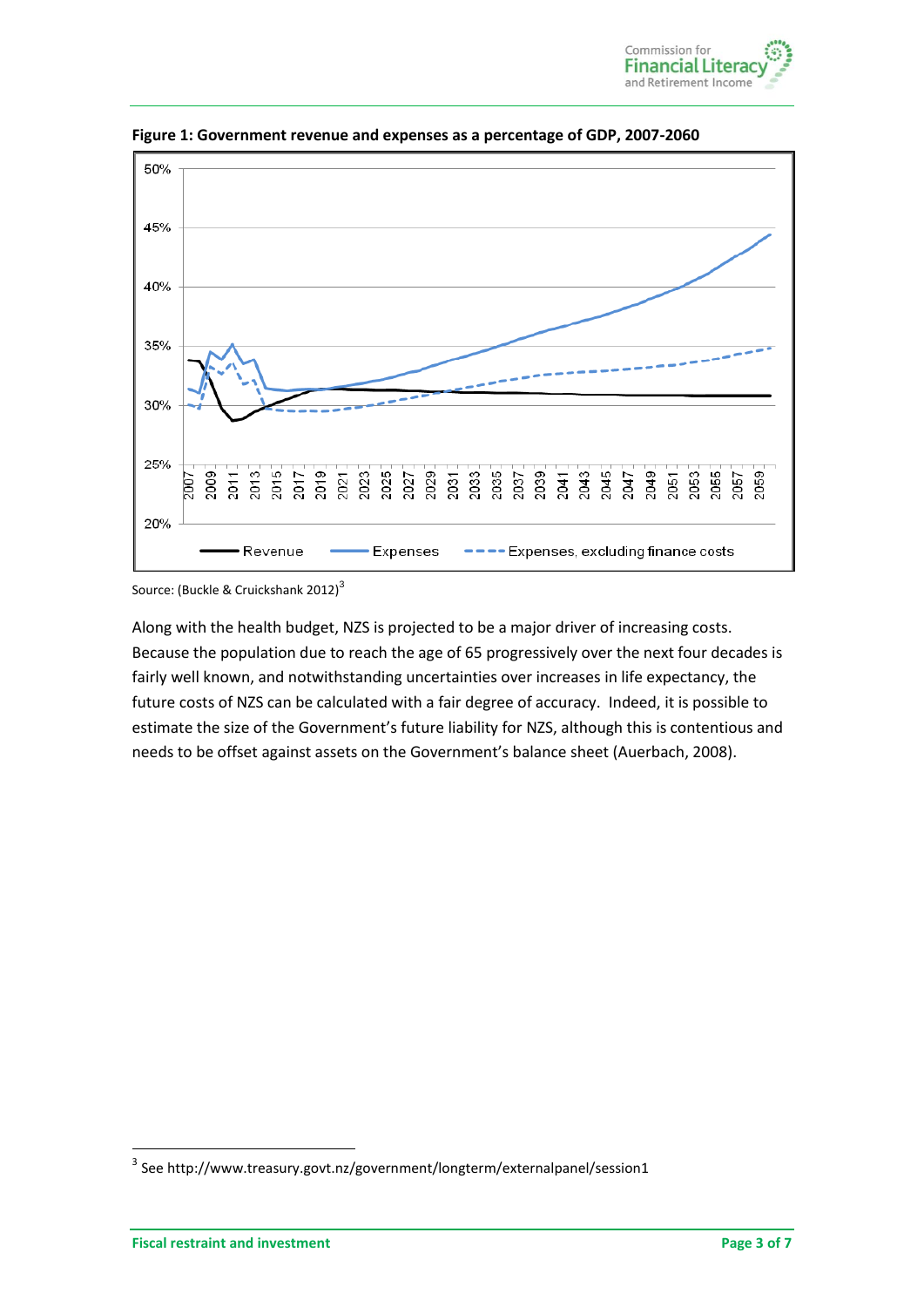**Figure 1: Government revenue and expenses as a percentage of GDP, 2007-2060**

Source: (Buckle & Cruickshank 2012)[3]

Along with the health budget, NZS is projected to be a major driver of increasing costs. Because the population due to reach the age of 65 progressively over the next four decades is fairly well known, and notwithstanding uncertainties over increases in life expectancy, the future costs of NZS can be calculated with a fair degree of accuracy. Indeed, it is possible to estimate the size of the Government's future liability for NZS, although this is contentious and needs to be offset against assets on the Government's balance sheet (Auerbach, 2008).

[3] See http://www.treasury.govt.nz/government/longterm/externalpanel/session1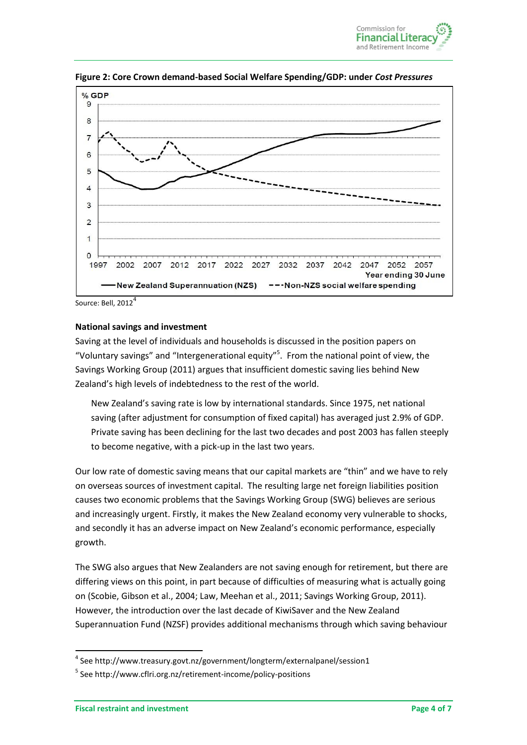**Figure 2: Core Crown demand-based Social Welfare Spending/GDP: under *Cost Pressures***

Source: Bell, 2012[4]

**National savings and investment**

Saving at the level of individuals and households is discussed in the position papers on "Voluntary savings" and "Intergenerational equity"[5]. From the national point of view, the Savings Working Group (2011) argues that insufficient domestic saving lies behind New Zealand's high levels of indebtedness to the rest of the world.

> New Zealand's saving rate is low by international standards. Since 1975, net national saving (after adjustment for consumption of fixed capital) has averaged just 2.9% of GDP. Private saving has been declining for the last two decades and post 2003 has fallen steeply to become negative, with a pick-up in the last two years.

Our low rate of domestic saving means that our capital markets are "thin" and we have to rely on overseas sources of investment capital. The resulting large net foreign liabilities position causes two economic problems that the Savings Working Group (SWG) believes are serious and increasingly urgent. Firstly, it makes the New Zealand economy very vulnerable to shocks, and secondly it has an adverse impact on New Zealand's economic performance, especially growth.

The SWG also argues that New Zealanders are not saving enough for retirement, but there are differing views on this point, in part because of difficulties of measuring what is actually going on (Scobie, Gibson et al., 2004; Law, Meehan et al., 2011; Savings Working Group, 2011). However, the introduction over the last decade of KiwiSaver and the New Zealand Superannuation Fund (NZSF) provides additional mechanisms through which saving behaviour

---

[4] See http://www.treasury.govt.nz/government/longterm/externalpanel/session1

[5] See http://www.cflri.org.nz/retirement-income/policy-positions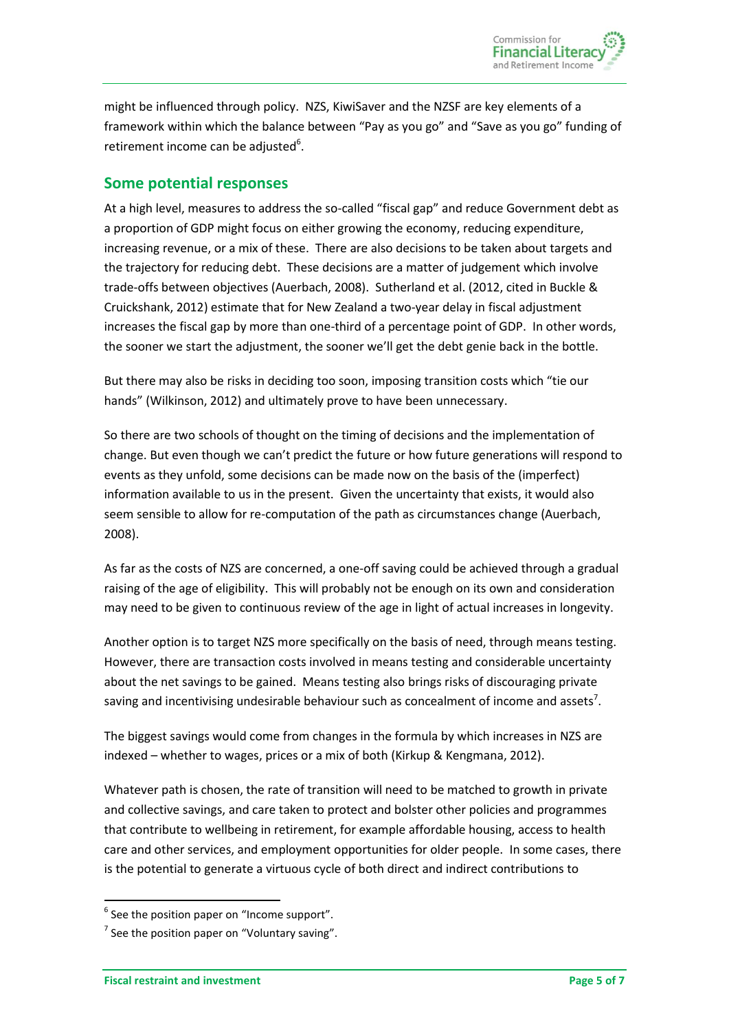might be influenced through policy. NZS, KiwiSaver and the NZSF are key elements of a framework within which the balance between "Pay as you go" and "Save as you go" funding of retirement income can be adjusted[6].

## Some potential responses

At a high level, measures to address the so-called "fiscal gap" and reduce Government debt as a proportion of GDP might focus on either growing the economy, reducing expenditure, increasing revenue, or a mix of these. There are also decisions to be taken about targets and the trajectory for reducing debt. These decisions are a matter of judgement which involve trade-offs between objectives (Auerbach, 2008). Sutherland et al. (2012, cited in Buckle & Cruickshank, 2012) estimate that for New Zealand a two-year delay in fiscal adjustment increases the fiscal gap by more than one-third of a percentage point of GDP. In other words, the sooner we start the adjustment, the sooner we'll get the debt genie back in the bottle.

But there may also be risks in deciding too soon, imposing transition costs which "tie our hands" (Wilkinson, 2012) and ultimately prove to have been unnecessary.

So there are two schools of thought on the timing of decisions and the implementation of change. But even though we can't predict the future or how future generations will respond to events as they unfold, some decisions can be made now on the basis of the (imperfect) information available to us in the present. Given the uncertainty that exists, it would also seem sensible to allow for re-computation of the path as circumstances change (Auerbach, 2008).

As far as the costs of NZS are concerned, a one-off saving could be achieved through a gradual raising of the age of eligibility. This will probably not be enough on its own and consideration may need to be given to continuous review of the age in light of actual increases in longevity.

Another option is to target NZS more specifically on the basis of need, through means testing. However, there are transaction costs involved in means testing and considerable uncertainty about the net savings to be gained. Means testing also brings risks of discouraging private saving and incentivising undesirable behaviour such as concealment of income and assets[7].

The biggest savings would come from changes in the formula by which increases in NZS are indexed – whether to wages, prices or a mix of both (Kirkup & Kengmana, 2012).

Whatever path is chosen, the rate of transition will need to be matched to growth in private and collective savings, and care taken to protect and bolster other policies and programmes that contribute to wellbeing in retirement, for example affordable housing, access to health care and other services, and employment opportunities for older people. In some cases, there is the potential to generate a virtuous cycle of both direct and indirect contributions to

---

[6] See the position paper on "Income support".

[7] See the position paper on "Voluntary saving".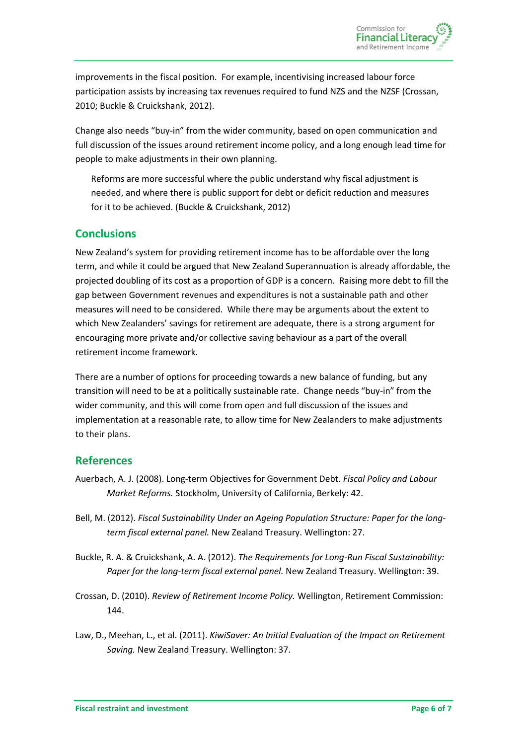improvements in the fiscal position. For example, incentivising increased labour force participation assists by increasing tax revenues required to fund NZS and the NZSF (Crossan, 2010; Buckle & Cruickshank, 2012).

Change also needs "buy-in" from the wider community, based on open communication and full discussion of the issues around retirement income policy, and a long enough lead time for people to make adjustments in their own planning.

> Reforms are more successful where the public understand why fiscal adjustment is needed, and where there is public support for debt or deficit reduction and measures for it to be achieved. (Buckle & Cruickshank, 2012)

## Conclusions

New Zealand's system for providing retirement income has to be affordable over the long term, and while it could be argued that New Zealand Superannuation is already affordable, the projected doubling of its cost as a proportion of GDP is a concern. Raising more debt to fill the gap between Government revenues and expenditures is not a sustainable path and other measures will need to be considered. While there may be arguments about the extent to which New Zealanders' savings for retirement are adequate, there is a strong argument for encouraging more private and/or collective saving behaviour as a part of the overall retirement income framework.

There are a number of options for proceeding towards a new balance of funding, but any transition will need to be at a politically sustainable rate. Change needs "buy-in" from the wider community, and this will come from open and full discussion of the issues and implementation at a reasonable rate, to allow time for New Zealanders to make adjustments to their plans.

## References

Auerbach, A. J. (2008). Long-term Objectives for Government Debt. *Fiscal Policy and Labour Market Reforms.* Stockholm, University of California, Berkely: 42.

Bell, M. (2012). *Fiscal Sustainability Under an Ageing Population Structure: Paper for the long-term fiscal external panel.* New Zealand Treasury. Wellington: 27.

Buckle, R. A. & Cruickshank, A. A. (2012). *The Requirements for Long-Run Fiscal Sustainability: Paper for the long-term fiscal external panel.* New Zealand Treasury. Wellington: 39.

Crossan, D. (2010). *Review of Retirement Income Policy.* Wellington, Retirement Commission: 144.

Law, D., Meehan, L., et al. (2011). *KiwiSaver: An Initial Evaluation of the Impact on Retirement Saving.* New Zealand Treasury. Wellington: 37.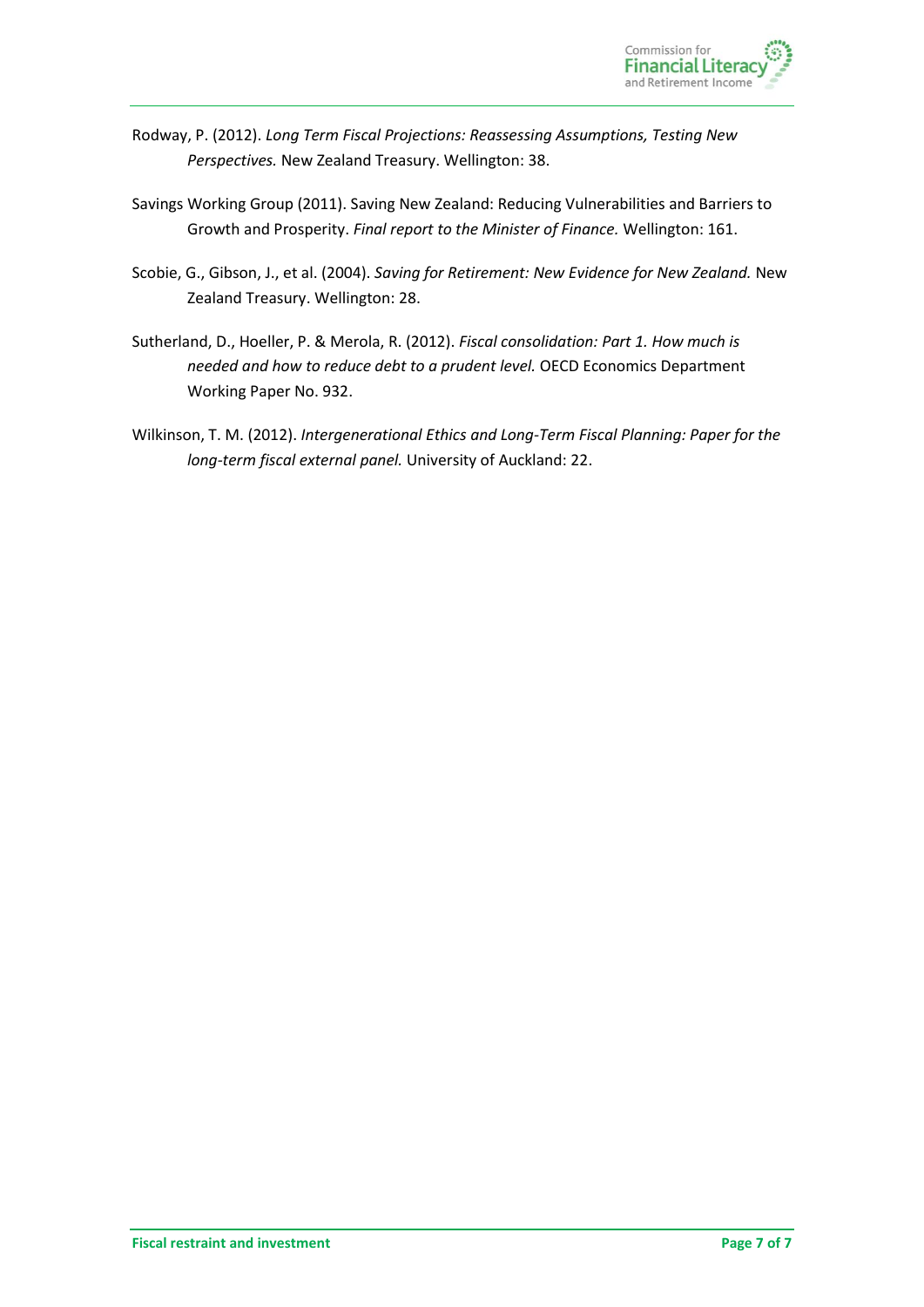Rodway, P. (2012). *Long Term Fiscal Projections: Reassessing Assumptions, Testing New Perspectives.* New Zealand Treasury. Wellington: 38.

Savings Working Group (2011). Saving New Zealand: Reducing Vulnerabilities and Barriers to Growth and Prosperity. *Final report to the Minister of Finance.* Wellington: 161.

Scobie, G., Gibson, J., et al. (2004). *Saving for Retirement: New Evidence for New Zealand.* New Zealand Treasury. Wellington: 28.

Sutherland, D., Hoeller, P. & Merola, R. (2012). *Fiscal consolidation: Part 1. How much is needed and how to reduce debt to a prudent level.* OECD Economics Department Working Paper No. 932.

Wilkinson, T. M. (2012). *Intergenerational Ethics and Long-Term Fiscal Planning: Paper for the long-term fiscal external panel.* University of Auckland: 22.